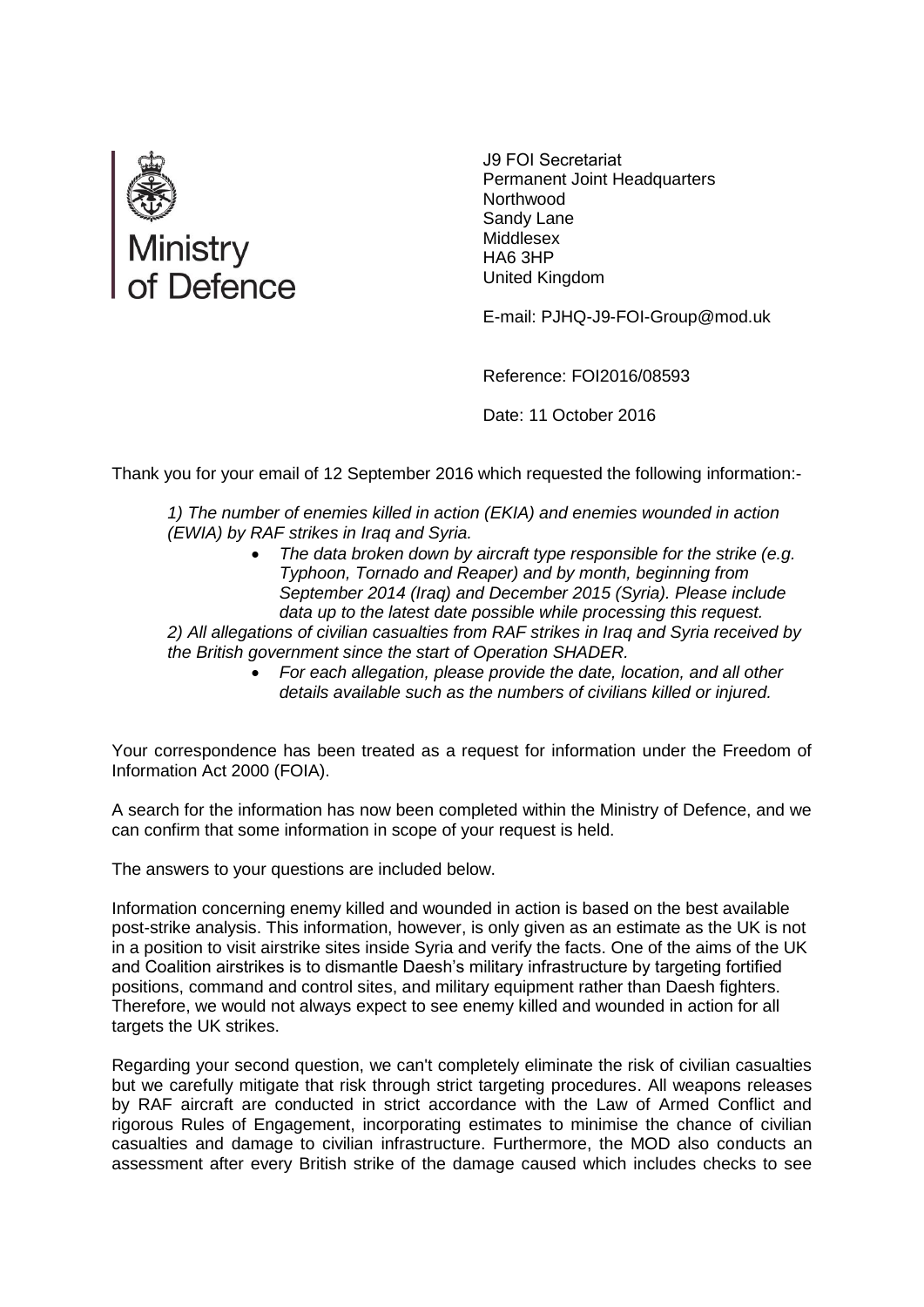Ministry of Defence

J9 FOI Secretariat
Permanent Joint Headquarters
Northwood
Sandy Lane
Middlesex
HA6 3HP
United Kingdom

E-mail: PJHQ-J9-FOI-Group@mod.uk

Reference: FOI2016/08593

Date: 11 October 2016

Thank you for your email of 12 September 2016 which requested the following information:-

*1) The number of enemies killed in action (EKIA) and enemies wounded in action (EWIA) by RAF strikes in Iraq and Syria.*

- *The data broken down by aircraft type responsible for the strike (e.g. Typhoon, Tornado and Reaper) and by month, beginning from September 2014 (Iraq) and December 2015 (Syria). Please include data up to the latest date possible while processing this request.*

*2) All allegations of civilian casualties from RAF strikes in Iraq and Syria received by the British government since the start of Operation SHADER.*

- *For each allegation, please provide the date, location, and all other details available such as the numbers of civilians killed or injured.*

Your correspondence has been treated as a request for information under the Freedom of Information Act 2000 (FOIA).

A search for the information has now been completed within the Ministry of Defence, and we can confirm that some information in scope of your request is held.

The answers to your questions are included below.

Information concerning enemy killed and wounded in action is based on the best available post-strike analysis. This information, however, is only given as an estimate as the UK is not in a position to visit airstrike sites inside Syria and verify the facts. One of the aims of the UK and Coalition airstrikes is to dismantle Daesh's military infrastructure by targeting fortified positions, command and control sites, and military equipment rather than Daesh fighters. Therefore, we would not always expect to see enemy killed and wounded in action for all targets the UK strikes.

Regarding your second question, we can't completely eliminate the risk of civilian casualties but we carefully mitigate that risk through strict targeting procedures. All weapons releases by RAF aircraft are conducted in strict accordance with the Law of Armed Conflict and rigorous Rules of Engagement, incorporating estimates to minimise the chance of civilian casualties and damage to civilian infrastructure. Furthermore, the MOD also conducts an assessment after every British strike of the damage caused which includes checks to see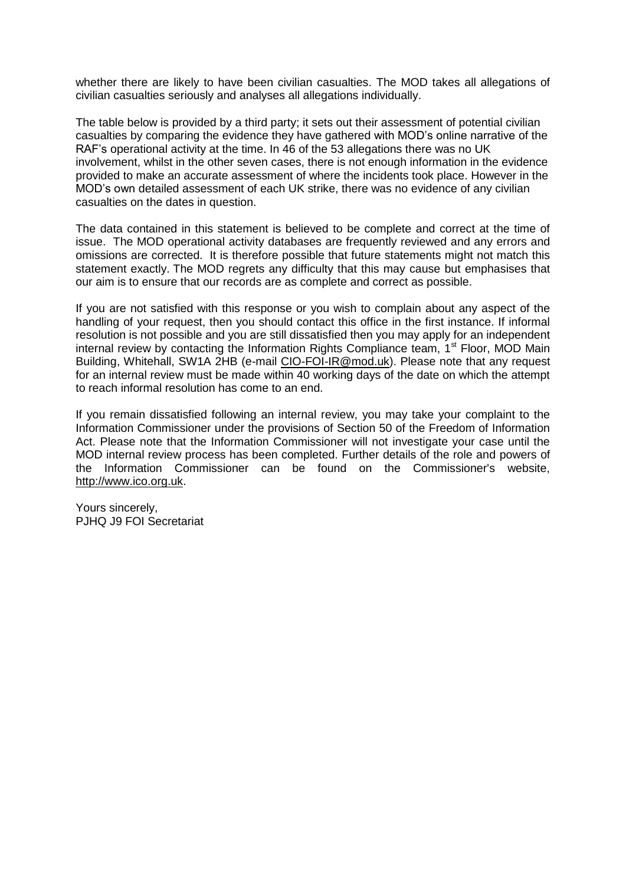whether there are likely to have been civilian casualties. The MOD takes all allegations of civilian casualties seriously and analyses all allegations individually.

The table below is provided by a third party; it sets out their assessment of potential civilian casualties by comparing the evidence they have gathered with MOD's online narrative of the RAF's operational activity at the time. In 46 of the 53 allegations there was no UK involvement, whilst in the other seven cases, there is not enough information in the evidence provided to make an accurate assessment of where the incidents took place. However in the MOD's own detailed assessment of each UK strike, there was no evidence of any civilian casualties on the dates in question.

The data contained in this statement is believed to be complete and correct at the time of issue. The MOD operational activity databases are frequently reviewed and any errors and omissions are corrected. It is therefore possible that future statements might not match this statement exactly. The MOD regrets any difficulty that this may cause but emphasises that our aim is to ensure that our records are as complete and correct as possible.

If you are not satisfied with this response or you wish to complain about any aspect of the handling of your request, then you should contact this office in the first instance. If informal resolution is not possible and you are still dissatisfied then you may apply for an independent internal review by contacting the Information Rights Compliance team, 1st Floor, MOD Main Building, Whitehall, SW1A 2HB (e-mail CIO-FOI-IR@mod.uk). Please note that any request for an internal review must be made within 40 working days of the date on which the attempt to reach informal resolution has come to an end.

If you remain dissatisfied following an internal review, you may take your complaint to the Information Commissioner under the provisions of Section 50 of the Freedom of Information Act. Please note that the Information Commissioner will not investigate your case until the MOD internal review process has been completed. Further details of the role and powers of the Information Commissioner can be found on the Commissioner's website, http://www.ico.org.uk.

Yours sincerely,
PJHQ J9 FOI Secretariat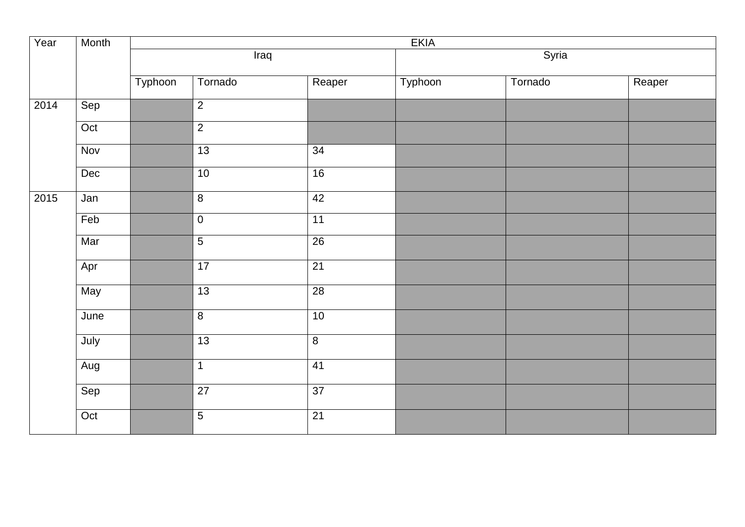| Year | Month | EKIA | | | | | |
|---|---|---|---|---|---|---|---|
| | | Iraq | | | Syria | | |
| | | Typhoon | Tornado | Reaper | Typhoon | Tornado | Reaper |
| 2014 | Sep | | 2 | | | | |
| | Oct | | 2 | | | | |
| | Nov | | 13 | 34 | | | |
| | Dec | | 10 | 16 | | | |
| 2015 | Jan | | 8 | 42 | | | |
| | Feb | | 0 | 11 | | | |
| | Mar | | 5 | 26 | | | |
| | Apr | | 17 | 21 | | | |
| | May | | 13 | 28 | | | |
| | June | | 8 | 10 | | | |
| | July | | 13 | 8 | | | |
| | Aug | | 1 | 41 | | | |
| | Sep | | 27 | 37 | | | |
| | Oct | | 5 | 21 | | | |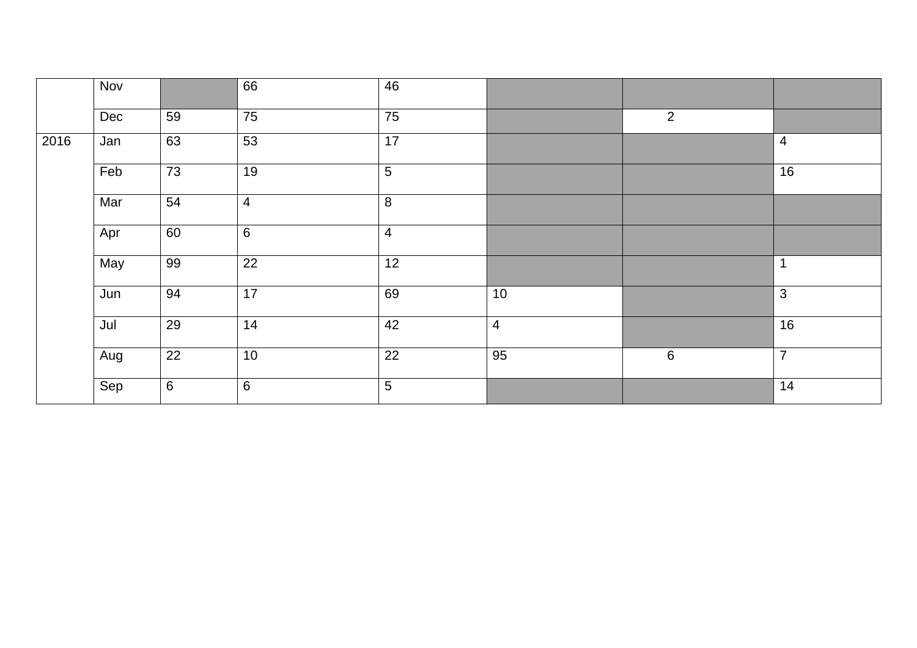| | | | | | | | |
|---|---|---|---|---|---|---|---|
| | Nov | | 66 | 46 | | | |
| | Dec | 59 | 75 | 75 | | 2 | |
| 2016 | Jan | 63 | 53 | 17 | | | 4 |
| | Feb | 73 | 19 | 5 | | | 16 |
| | Mar | 54 | 4 | 8 | | | |
| | Apr | 60 | 6 | 4 | | | |
| | May | 99 | 22 | 12 | | | 1 |
| | Jun | 94 | 17 | 69 | 10 | | 3 |
| | Jul | 29 | 14 | 42 | 4 | | 16 |
| | Aug | 22 | 10 | 22 | 95 | 6 | 7 |
| | Sep | 6 | 6 | 5 | | | 14 |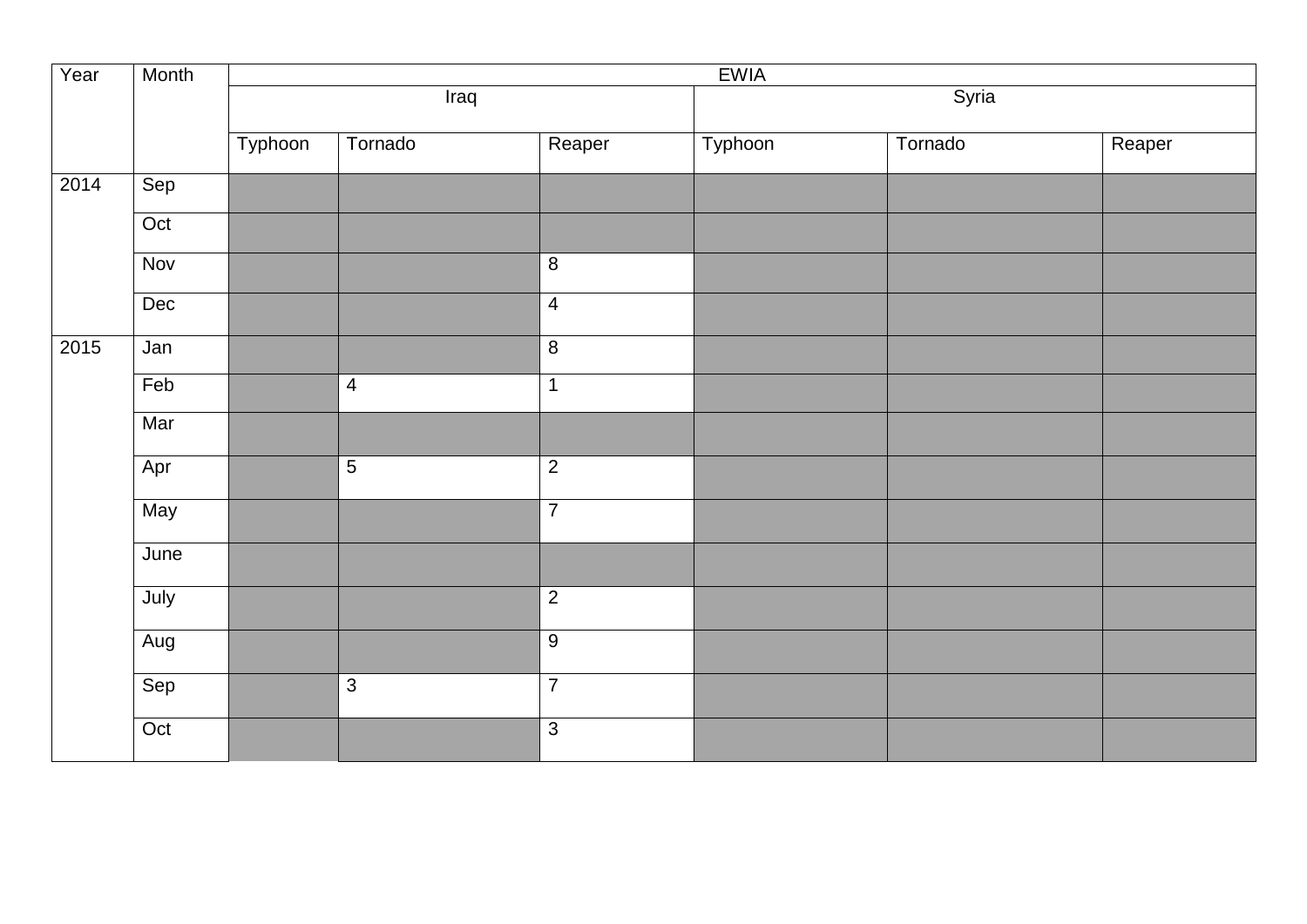| Year | Month | EWIA | | | | | |
|---|---|---|---|---|---|---|---|
| | | Iraq | | | Syria | | |
| | | Typhoon | Tornado | Reaper | Typhoon | Tornado | Reaper |
| 2014 | Sep | | | | | | |
| | Oct | | | | | | |
| | Nov | | | 8 | | | |
| | Dec | | | 4 | | | |
| 2015 | Jan | | | 8 | | | |
| | Feb | | 4 | 1 | | | |
| | Mar | | | | | | |
| | Apr | | 5 | 2 | | | |
| | May | | | 7 | | | |
| | June | | | | | | |
| | July | | | 2 | | | |
| | Aug | | | 9 | | | |
| | Sep | | 3 | 7 | | | |
| | Oct | | | 3 | | | |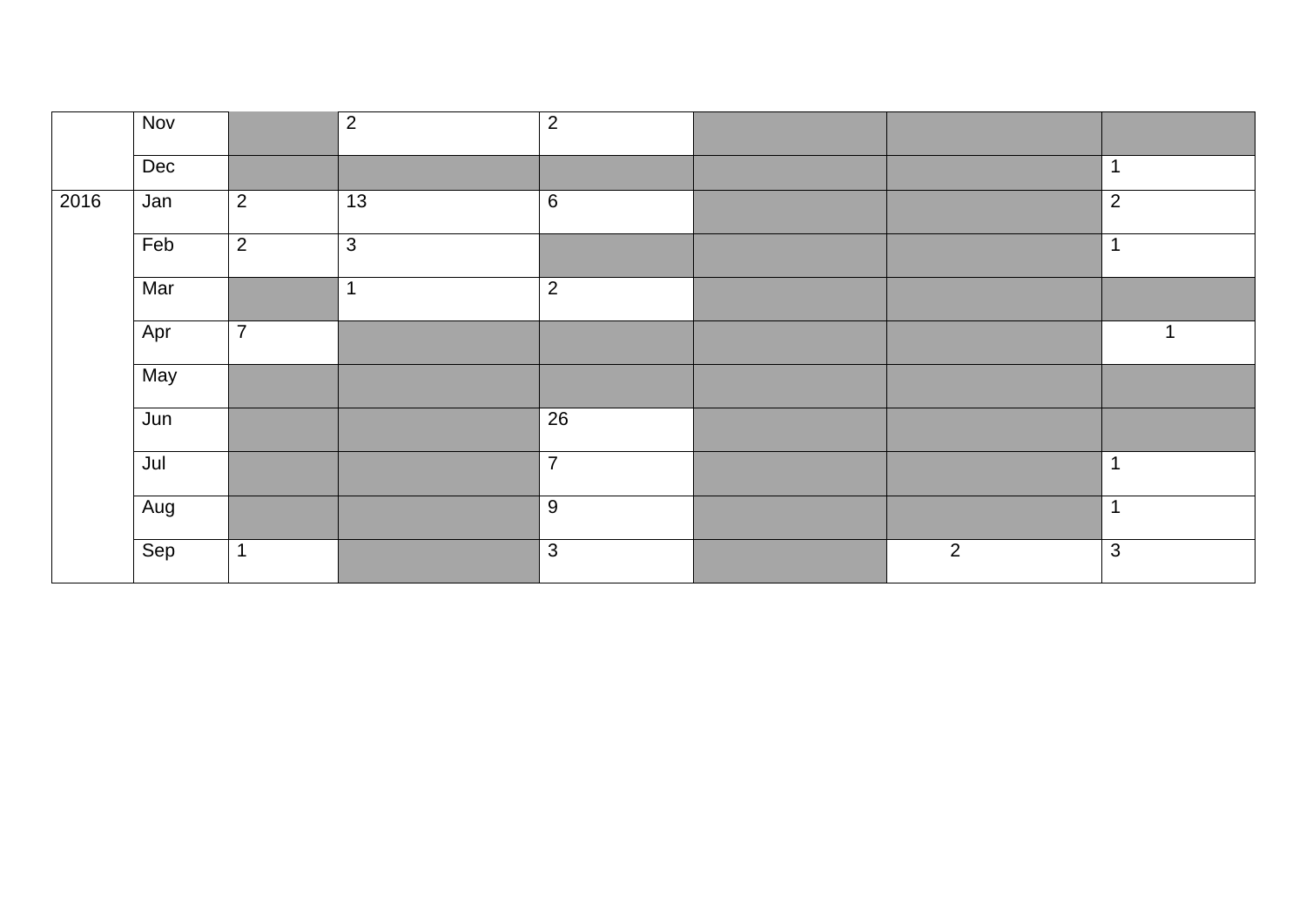| | | | | | | | |
|---|---|---|---|---|---|---|---|
| | Nov | | 2 | 2 | | | |
| | Dec | | | | | | 1 |
| 2016 | Jan | 2 | 13 | 6 | | | 2 |
| | Feb | 2 | 3 | | | | 1 |
| | Mar | | 1 | 2 | | | |
| | Apr | 7 | | | | | 1 |
| | May | | | | | | |
| | Jun | | | 26 | | | |
| | Jul | | | 7 | | | 1 |
| | Aug | | | 9 | | | 1 |
| | Sep | 1 | | 3 | | 2 | 3 |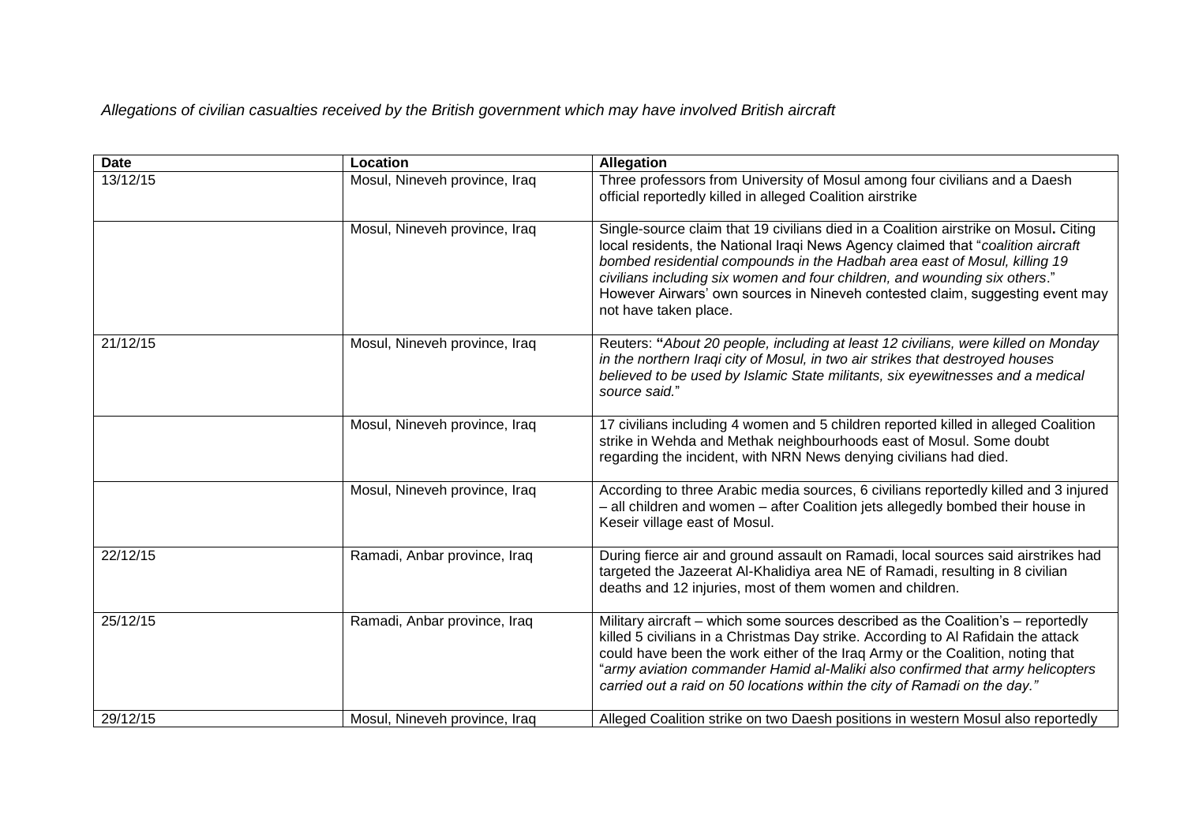*Allegations of civilian casualties received by the British government which may have involved British aircraft*

| **Date** | **Location** | **Allegation** |
| --- | --- | --- |
| 13/12/15 | Mosul, Nineveh province, Iraq | Three professors from University of Mosul among four civilians and a Daesh official reportedly killed in alleged Coalition airstrike |
| | Mosul, Nineveh province, Iraq | Single-source claim that 19 civilians died in a Coalition airstrike on Mosul**.** Citing local residents, the National Iraqi News Agency claimed that "*coalition aircraft bombed residential compounds in the Hadbah area east of Mosul, killing 19 civilians including six women and four children, and wounding six others*." However Airwars' own sources in Nineveh contested claim, suggesting event may not have taken place. |
| 21/12/15 | Mosul, Nineveh province, Iraq | Reuters: **"***About 20 people, including at least 12 civilians, were killed on Monday in the northern Iraqi city of Mosul, in two air strikes that destroyed houses believed to be used by Islamic State militants, six eyewitnesses and a medical source said.*" |
| | Mosul, Nineveh province, Iraq | 17 civilians including 4 women and 5 children reported killed in alleged Coalition strike in Wehda and Methak neighbourhoods east of Mosul. Some doubt regarding the incident, with NRN News denying civilians had died. |
| | Mosul, Nineveh province, Iraq | According to three Arabic media sources, 6 civilians reportedly killed and 3 injured – all children and women – after Coalition jets allegedly bombed their house in Keseir village east of Mosul. |
| 22/12/15 | Ramadi, Anbar province, Iraq | During fierce air and ground assault on Ramadi, local sources said airstrikes had targeted the Jazeerat Al-Khalidiya area NE of Ramadi, resulting in 8 civilian deaths and 12 injuries, most of them women and children. |
| 25/12/15 | Ramadi, Anbar province, Iraq | Military aircraft – which some sources described as the Coalition's – reportedly killed 5 civilians in a Christmas Day strike. According to Al Rafidain the attack could have been the work either of the Iraq Army or the Coalition, noting that "*army aviation commander Hamid al-Maliki also confirmed that army helicopters carried out a raid on 50 locations within the city of Ramadi on the day."* |
| 29/12/15 | Mosul, Nineveh province, Iraq | Alleged Coalition strike on two Daesh positions in western Mosul also reportedly |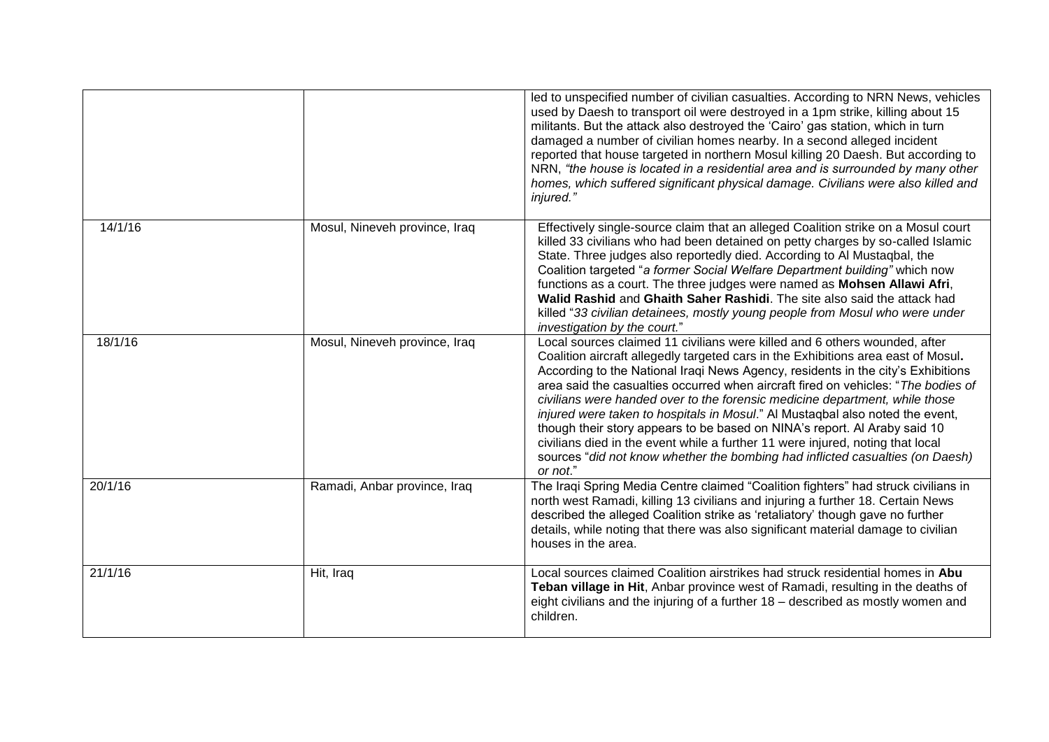| | | |
|---|---|---|
| | | led to unspecified number of civilian casualties. According to NRN News, vehicles used by Daesh to transport oil were destroyed in a 1pm strike, killing about 15 militants. But the attack also destroyed the 'Cairo' gas station, which in turn damaged a number of civilian homes nearby. In a second alleged incident reported that house targeted in northern Mosul killing 20 Daesh. But according to NRN, *"the house is located in a residential area and is surrounded by many other homes, which suffered significant physical damage. Civilians were also killed and injured."* |
| 14/1/16 | Mosul, Nineveh province, Iraq | Effectively single-source claim that an alleged Coalition strike on a Mosul court killed 33 civilians who had been detained on petty charges by so-called Islamic State. Three judges also reportedly died. According to Al Mustaqbal, the Coalition targeted "*a former Social Welfare Department building"* which now functions as a court. The three judges were named as **Mohsen Allawi Afri**, **Walid Rashid** and **Ghaith Saher Rashidi**. The site also said the attack had killed "*33 civilian detainees, mostly young people from Mosul who were under investigation by the court.*" |
| 18/1/16 | Mosul, Nineveh province, Iraq | Local sources claimed 11 civilians were killed and 6 others wounded, after Coalition aircraft allegedly targeted cars in the Exhibitions area east of Mosul**.** According to the National Iraqi News Agency, residents in the city's Exhibitions area said the casualties occurred when aircraft fired on vehicles: "*The bodies of civilians were handed over to the forensic medicine department, while those injured were taken to hospitals in Mosul*." Al Mustaqbal also noted the event, though their story appears to be based on NINA's report. Al Araby said 10 civilians died in the event while a further 11 were injured, noting that local sources "*did not know whether the bombing had inflicted casualties (on Daesh) or not*." |
| 20/1/16 | Ramadi, Anbar province, Iraq | The Iraqi Spring Media Centre claimed "Coalition fighters" had struck civilians in north west Ramadi, killing 13 civilians and injuring a further 18. Certain News described the alleged Coalition strike as 'retaliatory' though gave no further details, while noting that there was also significant material damage to civilian houses in the area. |
| 21/1/16 | Hit, Iraq | Local sources claimed Coalition airstrikes had struck residential homes in **Abu Teban village in Hit**, Anbar province west of Ramadi, resulting in the deaths of eight civilians and the injuring of a further 18 – described as mostly women and children. |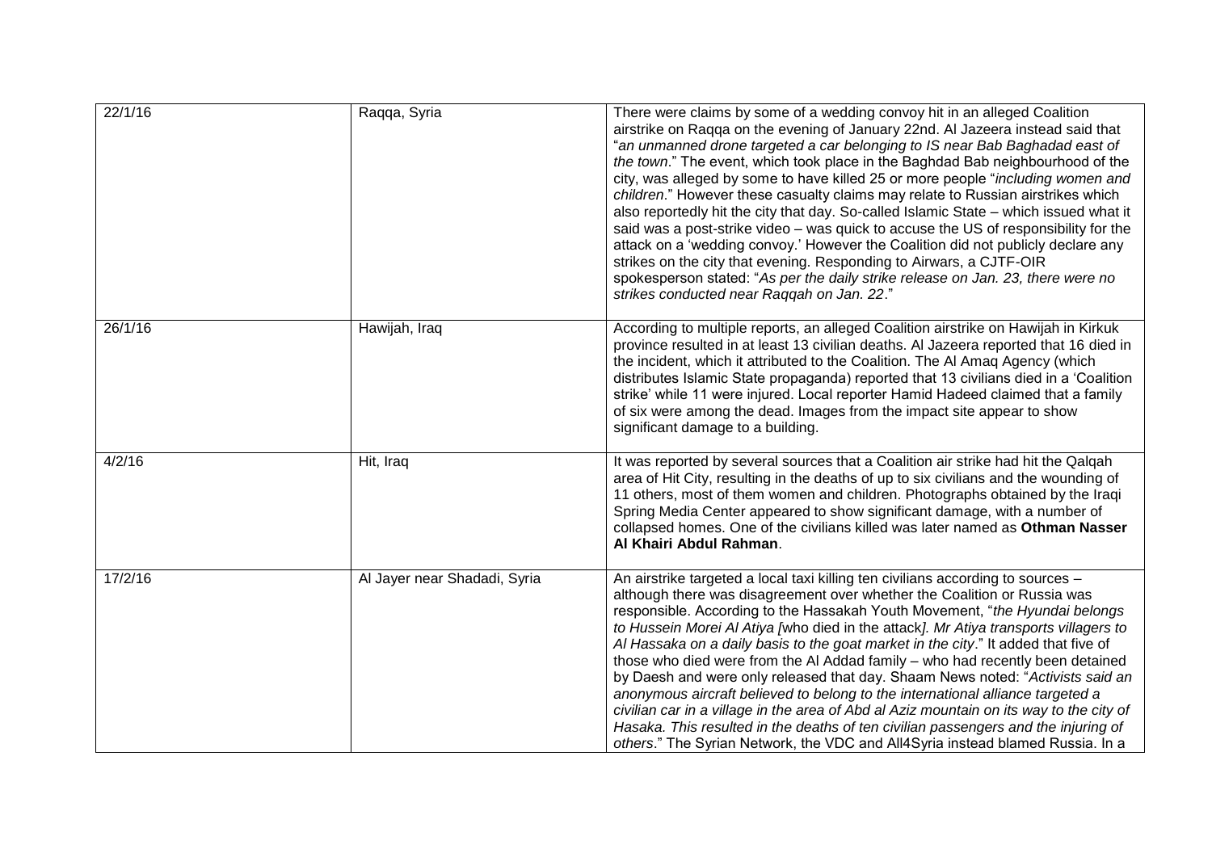| | | |
|---|---|---|
| 22/1/16 | Raqqa, Syria | There were claims by some of a wedding convoy hit in an alleged Coalition airstrike on Raqqa on the evening of January 22nd. Al Jazeera instead said that "*an unmanned drone targeted a car belonging to IS near Bab Baghadad east of the town*." The event, which took place in the Baghdad Bab neighbourhood of the city, was alleged by some to have killed 25 or more people "*including women and children*." However these casualty claims may relate to Russian airstrikes which also reportedly hit the city that day. So-called Islamic State – which issued what it said was a post-strike video – was quick to accuse the US of responsibility for the attack on a 'wedding convoy.' However the Coalition did not publicly declare any strikes on the city that evening. Responding to Airwars, a CJTF-OIR spokesperson stated: "*As per the daily strike release on Jan. 23, there were no strikes conducted near Raqqah on Jan. 22*." |
| 26/1/16 | Hawijah, Iraq | According to multiple reports, an alleged Coalition airstrike on Hawijah in Kirkuk province resulted in at least 13 civilian deaths. Al Jazeera reported that 16 died in the incident, which it attributed to the Coalition. The Al Amaq Agency (which distributes Islamic State propaganda) reported that 13 civilians died in a 'Coalition strike' while 11 were injured. Local reporter Hamid Hadeed claimed that a family of six were among the dead. Images from the impact site appear to show significant damage to a building. |
| 4/2/16 | Hit, Iraq | It was reported by several sources that a Coalition air strike had hit the Qalqah area of Hit City, resulting in the deaths of up to six civilians and the wounding of 11 others, most of them women and children. Photographs obtained by the Iraqi Spring Media Center appeared to show significant damage, with a number of collapsed homes. One of the civilians killed was later named as **Othman Nasser Al Khairi Abdul Rahman**. |
| 17/2/16 | Al Jayer near Shadadi, Syria | An airstrike targeted a local taxi killing ten civilians according to sources – although there was disagreement over whether the Coalition or Russia was responsible. According to the Hassakah Youth Movement, "*the Hyundai belongs to Hussein Morei Al Atiya [*who died in the attack*]. Mr Atiya transports villagers to Al Hassaka on a daily basis to the goat market in the city*." It added that five of those who died were from the Al Addad family – who had recently been detained by Daesh and were only released that day. Shaam News noted: "*Activists said an anonymous aircraft believed to belong to the international alliance targeted a civilian car in a village in the area of Abd al Aziz mountain on its way to the city of Hasaka. This resulted in the deaths of ten civilian passengers and the injuring of others*." The Syrian Network, the VDC and All4Syria instead blamed Russia. In a |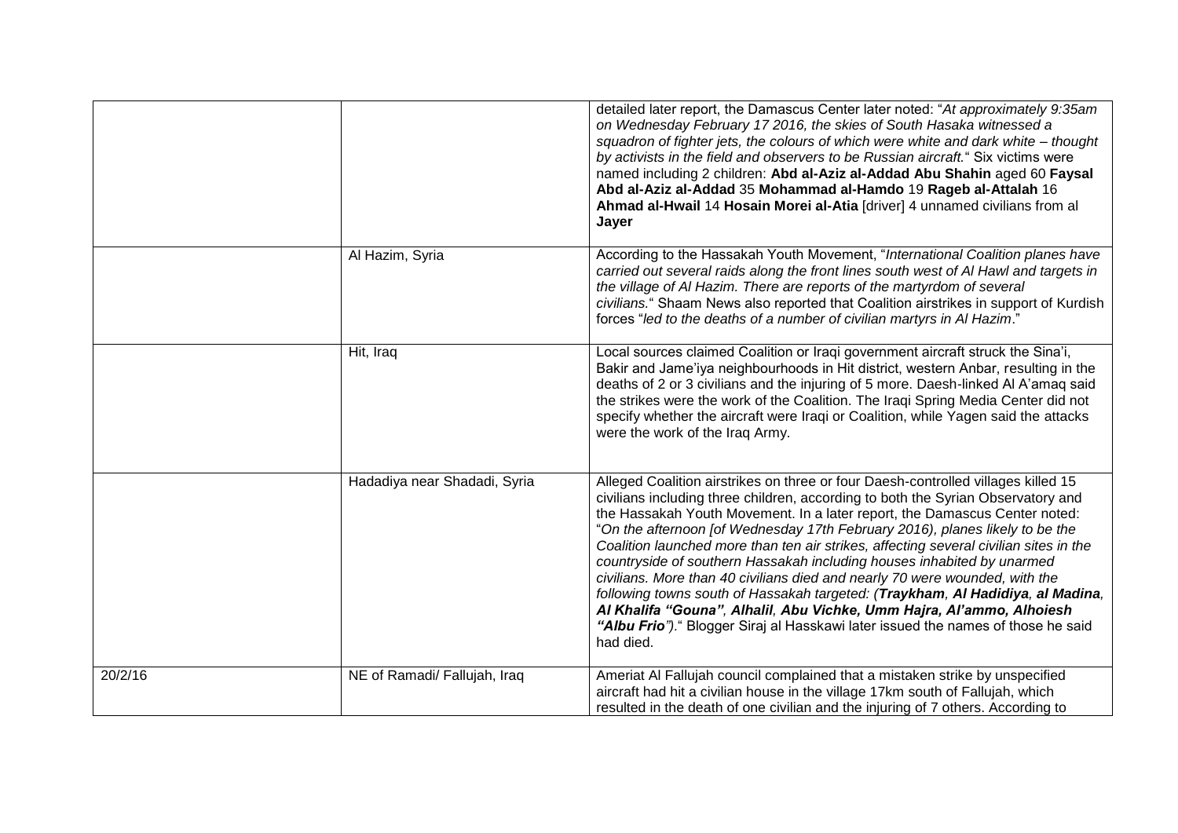| | | |
|---|---|---|
| | | detailed later report, the Damascus Center later noted: "*At approximately 9:35am on Wednesday February 17 2016, the skies of South Hasaka witnessed a squadron of fighter jets, the colours of which were white and dark white – thought by activists in the field and observers to be Russian aircraft.*" Six victims were named including 2 children: **Abd al-Aziz al-Addad Abu Shahin** aged 60 **Faysal Abd al-Aziz al-Addad** 35 **Mohammad al-Hamdo** 19 **Rageb al-Attalah** 16 **Ahmad al-Hwail** 14 **Hosain Morei al-Atia** [driver] 4 unnamed civilians from al **Jayer** |
| | Al Hazim, Syria | According to the Hassakah Youth Movement, "*International Coalition planes have carried out several raids along the front lines south west of Al Hawl and targets in the village of Al Hazim. There are reports of the martyrdom of several civilians.*" Shaam News also reported that Coalition airstrikes in support of Kurdish forces "*led to the deaths of a number of civilian martyrs in Al Hazim*." |
| | Hit, Iraq | Local sources claimed Coalition or Iraqi government aircraft struck the Sina'i, Bakir and Jame'iya neighbourhoods in Hit district, western Anbar, resulting in the deaths of 2 or 3 civilians and the injuring of 5 more. Daesh-linked Al A'amaq said the strikes were the work of the Coalition. The Iraqi Spring Media Center did not specify whether the aircraft were Iraqi or Coalition, while Yagen said the attacks were the work of the Iraq Army. |
| | Hadadiya near Shadadi, Syria | Alleged Coalition airstrikes on three or four Daesh-controlled villages killed 15 civilians including three children, according to both the Syrian Observatory and the Hassakah Youth Movement. In a later report, the Damascus Center noted: "*On the afternoon [of Wednesday 17th February 2016), planes likely to be the Coalition launched more than ten air strikes, affecting several civilian sites in the countryside of southern Hassakah including houses inhabited by unarmed civilians. More than 40 civilians died and nearly 70 were wounded, with the following towns south of Hassakah targeted: (**Traykham**, **Al Hadidiya**, **al Madina**, **Al Khalifa "Gouna"**, **Alhalil**, **Abu Vichke, Umm Hajra, Al'ammo, Alhoiesh "Albu Frio"**).*" Blogger Siraj al Hasskawi later issued the names of those he said had died. |
| 20/2/16 | NE of Ramadi/ Fallujah, Iraq | Ameriat Al Fallujah council complained that a mistaken strike by unspecified aircraft had hit a civilian house in the village 17km south of Fallujah, which resulted in the death of one civilian and the injuring of 7 others. According to |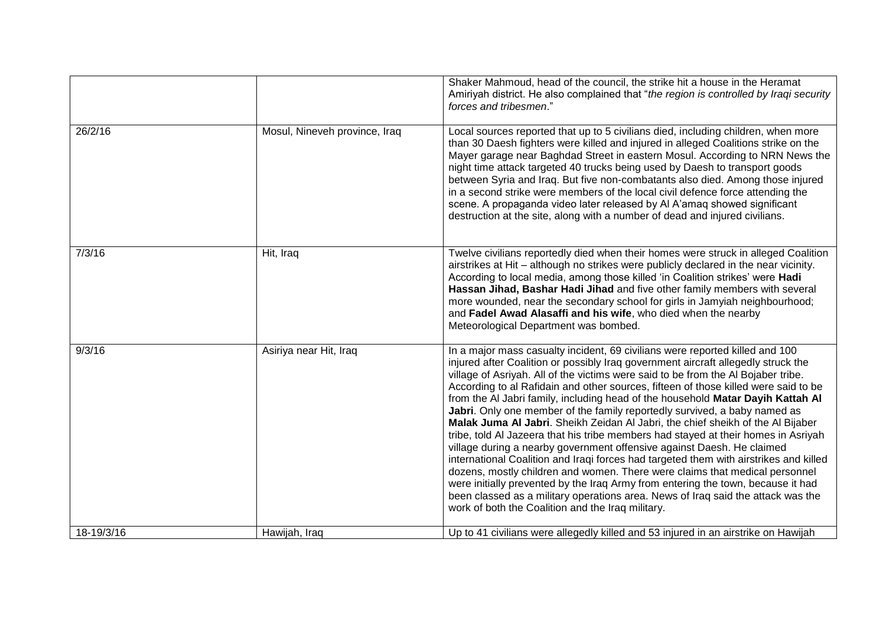| | | |
|---|---|---|
| | | Shaker Mahmoud, head of the council, the strike hit a house in the Heramat Amiriyah district. He also complained that "*the region is controlled by Iraqi security forces and tribesmen*." |
| 26/2/16 | Mosul, Nineveh province, Iraq | Local sources reported that up to 5 civilians died, including children, when more than 30 Daesh fighters were killed and injured in alleged Coalitions strike on the Mayer garage near Baghdad Street in eastern Mosul. According to NRN News the night time attack targeted 40 trucks being used by Daesh to transport goods between Syria and Iraq. But five non-combatants also died. Among those injured in a second strike were members of the local civil defence force attending the scene. A propaganda video later released by Al A'amaq showed significant destruction at the site, along with a number of dead and injured civilians. |
| 7/3/16 | Hit, Iraq | Twelve civilians reportedly died when their homes were struck in alleged Coalition airstrikes at Hit – although no strikes were publicly declared in the near vicinity. According to local media, among those killed 'in Coalition strikes' were **Hadi Hassan Jihad, Bashar Hadi Jihad** and five other family members with several more wounded, near the secondary school for girls in Jamyiah neighbourhood; and **Fadel Awad Alasaffi and his wife**, who died when the nearby Meteorological Department was bombed. |
| 9/3/16 | Asiriya near Hit, Iraq | In a major mass casualty incident, 69 civilians were reported killed and 100 injured after Coalition or possibly Iraq government aircraft allegedly struck the village of Asriyah. All of the victims were said to be from the Al Bojaber tribe. According to al Rafidain and other sources, fifteen of those killed were said to be from the Al Jabri family, including head of the household **Matar Dayih Kattah Al Jabri**. Only one member of the family reportedly survived, a baby named as **Malak Juma Al Jabri**. Sheikh Zeidan Al Jabri, the chief sheikh of the Al Bijaber tribe, told Al Jazeera that his tribe members had stayed at their homes in Asriyah village during a nearby government offensive against Daesh. He claimed international Coalition and Iraqi forces had targeted them with airstrikes and killed dozens, mostly children and women. There were claims that medical personnel were initially prevented by the Iraq Army from entering the town, because it had been classed as a military operations area. News of Iraq said the attack was the work of both the Coalition and the Iraq military. |
| 18-19/3/16 | Hawijah, Iraq | Up to 41 civilians were allegedly killed and 53 injured in an airstrike on Hawijah |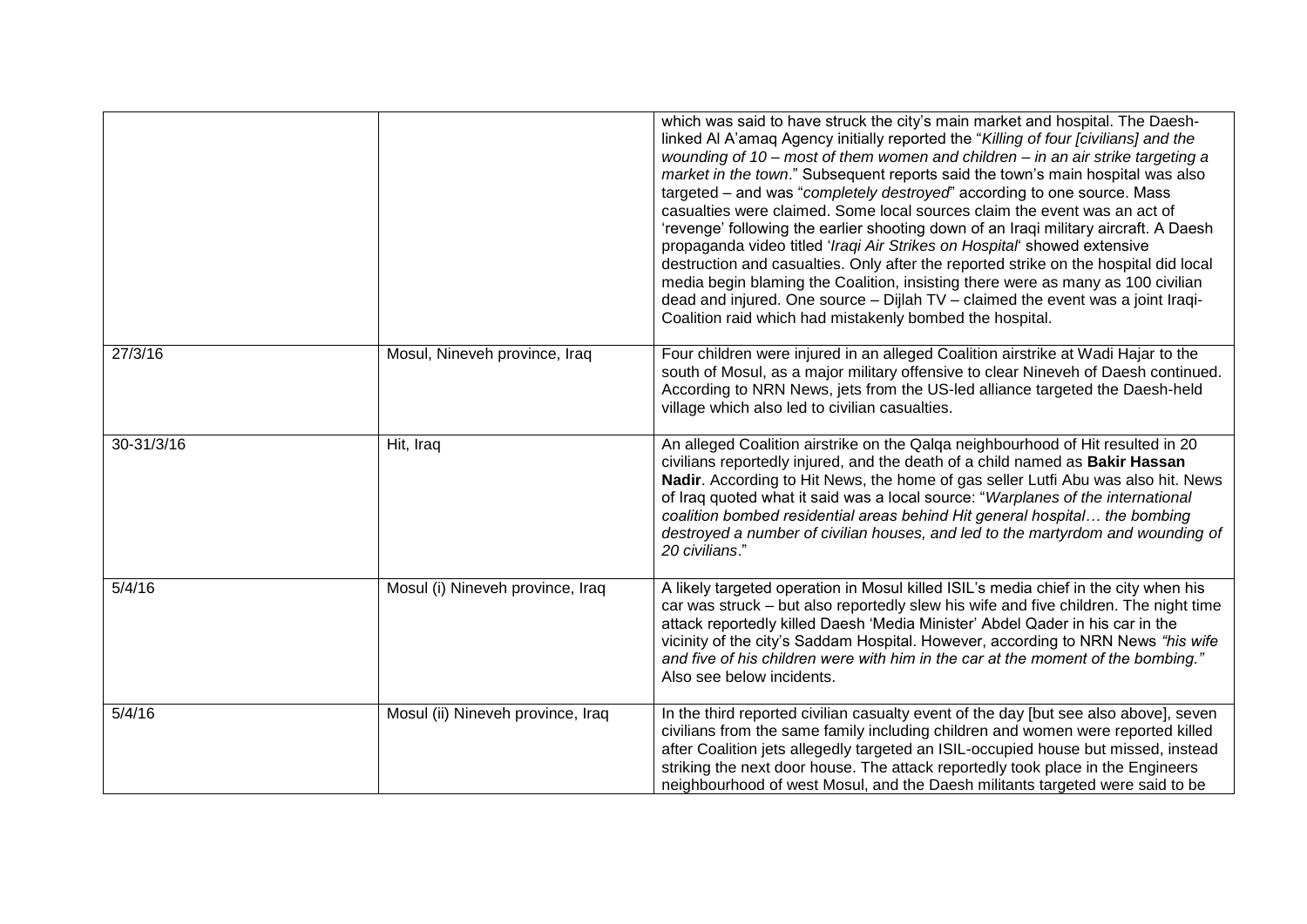| | | |
|---|---|---|
| | | which was said to have struck the city's main market and hospital. The Daesh-linked Al A'amaq Agency initially reported the "*Killing of four [civilians] and the wounding of 10 – most of them women and children – in an air strike targeting a market in the town*." Subsequent reports said the town's main hospital was also targeted – and was "*completely destroyed*" according to one source. Mass casualties were claimed. Some local sources claim the event was an act of 'revenge' following the earlier shooting down of an Iraqi military aircraft. A Daesh propaganda video titled '*Iraqi Air Strikes on Hospital*' showed extensive destruction and casualties. Only after the reported strike on the hospital did local media begin blaming the Coalition, insisting there were as many as 100 civilian dead and injured. One source – Dijlah TV – claimed the event was a joint Iraqi-Coalition raid which had mistakenly bombed the hospital. |
| 27/3/16 | Mosul, Nineveh province, Iraq | Four children were injured in an alleged Coalition airstrike at Wadi Hajar to the south of Mosul, as a major military offensive to clear Nineveh of Daesh continued. According to NRN News, jets from the US-led alliance targeted the Daesh-held village which also led to civilian casualties. |
| 30-31/3/16 | Hit, Iraq | An alleged Coalition airstrike on the Qalqa neighbourhood of Hit resulted in 20 civilians reportedly injured, and the death of a child named as **Bakir Hassan Nadir**. According to Hit News, the home of gas seller Lutfi Abu was also hit. News of Iraq quoted what it said was a local source: "*Warplanes of the international coalition bombed residential areas behind Hit general hospital… the bombing destroyed a number of civilian houses, and led to the martyrdom and wounding of 20 civilians*." |
| 5/4/16 | Mosul (i) Nineveh province, Iraq | A likely targeted operation in Mosul killed ISIL's media chief in the city when his car was struck – but also reportedly slew his wife and five children. The night time attack reportedly killed Daesh 'Media Minister' Abdel Qader in his car in the vicinity of the city's Saddam Hospital. However, according to NRN News *"his wife and five of his children were with him in the car at the moment of the bombing."* Also see below incidents. |
| 5/4/16 | Mosul (ii) Nineveh province, Iraq | In the third reported civilian casualty event of the day [but see also above], seven civilians from the same family including children and women were reported killed after Coalition jets allegedly targeted an ISIL-occupied house but missed, instead striking the next door house. The attack reportedly took place in the Engineers neighbourhood of west Mosul, and the Daesh militants targeted were said to be |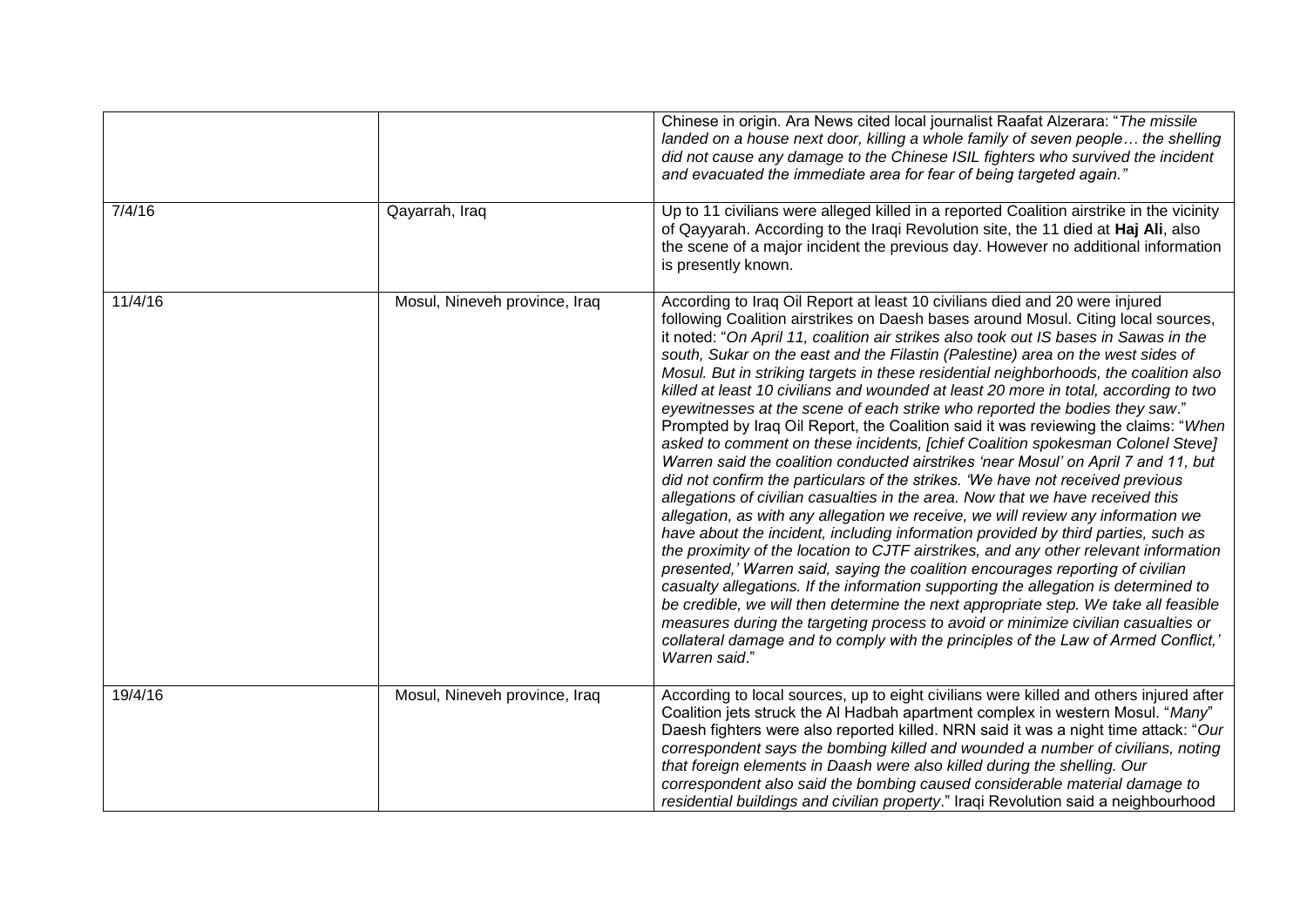| | | |
|---|---|---|
| | | Chinese in origin. Ara News cited local journalist Raafat Alzerara: "*The missile landed on a house next door, killing a whole family of seven people… the shelling did not cause any damage to the Chinese ISIL fighters who survived the incident and evacuated the immediate area for fear of being targeted again.*" |
| 7/4/16 | Qayarrah, Iraq | Up to 11 civilians were alleged killed in a reported Coalition airstrike in the vicinity of Qayyarah. According to the Iraqi Revolution site, the 11 died at **Haj Ali**, also the scene of a major incident the previous day. However no additional information is presently known. |
| 11/4/16 | Mosul, Nineveh province, Iraq | According to Iraq Oil Report at least 10 civilians died and 20 were injured following Coalition airstrikes on Daesh bases around Mosul. Citing local sources, it noted: "*On April 11, coalition air strikes also took out IS bases in Sawas in the south, Sukar on the east and the Filastin (Palestine) area on the west sides of Mosul. But in striking targets in these residential neighborhoods, the coalition also killed at least 10 civilians and wounded at least 20 more in total, according to two eyewitnesses at the scene of each strike who reported the bodies they saw*." Prompted by Iraq Oil Report, the Coalition said it was reviewing the claims: "*When asked to comment on these incidents, [chief Coalition spokesman Colonel Steve] Warren said the coalition conducted airstrikes 'near Mosul' on April 7 and 11, but did not confirm the particulars of the strikes. 'We have not received previous allegations of civilian casualties in the area. Now that we have received this allegation, as with any allegation we receive, we will review any information we have about the incident, including information provided by third parties, such as the proximity of the location to CJTF airstrikes, and any other relevant information presented,' Warren said, saying the coalition encourages reporting of civilian casualty allegations. If the information supporting the allegation is determined to be credible, we will then determine the next appropriate step. We take all feasible measures during the targeting process to avoid or minimize civilian casualties or collateral damage and to comply with the principles of the Law of Armed Conflict,' Warren said*." |
| 19/4/16 | Mosul, Nineveh province, Iraq | According to local sources, up to eight civilians were killed and others injured after Coalition jets struck the Al Hadbah apartment complex in western Mosul. "*Many*" Daesh fighters were also reported killed. NRN said it was a night time attack: "*Our correspondent says the bombing killed and wounded a number of civilians, noting that foreign elements in Daash were also killed during the shelling. Our correspondent also said the bombing caused considerable material damage to residential buildings and civilian property*." Iraqi Revolution said a neighbourhood |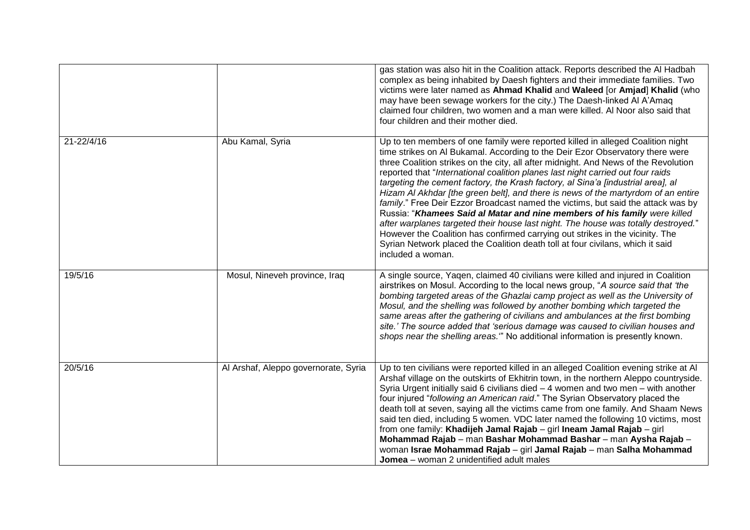| | | |
|---|---|---|
| | | gas station was also hit in the Coalition attack. Reports described the Al Hadbah complex as being inhabited by Daesh fighters and their immediate families. Two victims were later named as **Ahmad Khalid** and **Waleed** [or **Amjad**] **Khalid** (who may have been sewage workers for the city.) The Daesh-linked Al A'Amaq claimed four children, two women and a man were killed. Al Noor also said that four children and their mother died. |
| 21-22/4/16 | Abu Kamal, Syria | Up to ten members of one family were reported killed in alleged Coalition night time strikes on Al Bukamal. According to the Deir Ezor Observatory there were three Coalition strikes on the city, all after midnight. And News of the Revolution reported that "*International coalition planes last night carried out four raids targeting the cement factory, the Krash factory, al Sina'a [industrial area], al Hizam Al Akhdar [the green belt], and there is news of the martyrdom of an entire family*." Free Deir Ezzor Broadcast named the victims, but said the attack was by Russia: "***Khamees Said al Matar and nine members of his family** were killed after warplanes targeted their house last night. The house was totally destroyed.*" However the Coalition has confirmed carrying out strikes in the vicinity. The Syrian Network placed the Coalition death toll at four civilans, which it said included a woman. |
| 19/5/16 | Mosul, Nineveh province, Iraq | A single source, Yaqen, claimed 40 civilians were killed and injured in Coalition airstrikes on Mosul. According to the local news group, "*A source said that 'the bombing targeted areas of the Ghazlai camp project as well as the University of Mosul, and the shelling was followed by another bombing which targeted the same areas after the gathering of civilians and ambulances at the first bombing site.' The source added that 'serious damage was caused to civilian houses and shops near the shelling areas.'*" No additional information is presently known. |
| 20/5/16 | Al Arshaf, Aleppo governorate, Syria | Up to ten civilians were reported killed in an alleged Coalition evening strike at Al Arshaf village on the outskirts of Ekhitrin town, in the northern Aleppo countryside. Syria Urgent initially said 6 civilians died – 4 women and two men – with another four injured "*following an American raid*." The Syrian Observatory placed the death toll at seven, saying all the victims came from one family. And Shaam News said ten died, including 5 women. VDC later named the following 10 victims, most from one family: **Khadijeh Jamal Rajab** – girl **Ineam Jamal Rajab** – girl **Mohammad Rajab** – man **Bashar Mohammad Bashar** – man **Aysha Rajab** – woman **Israe Mohammad Rajab** – girl **Jamal Rajab** – man **Salha Mohammad Jomea** – woman 2 unidentified adult males |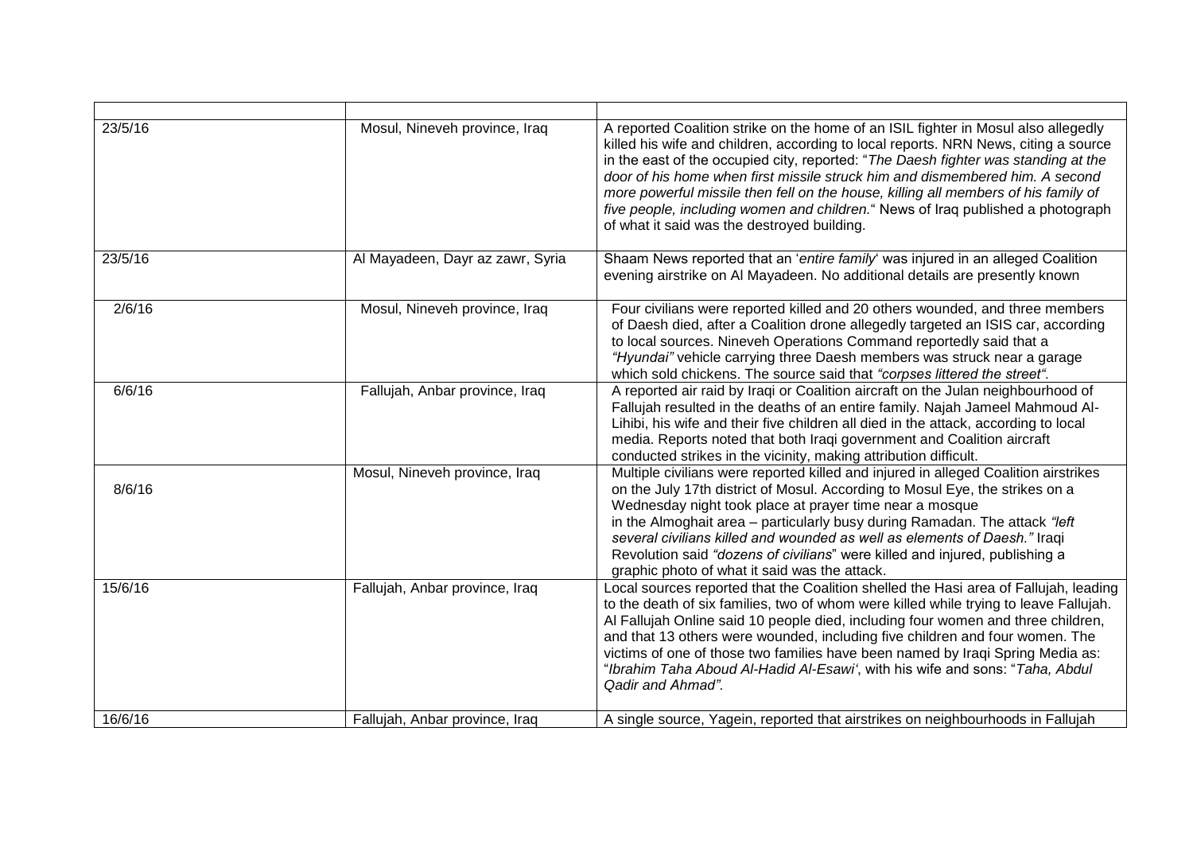| | | |
|---|---|---|
| 23/5/16 | Mosul, Nineveh province, Iraq | A reported Coalition strike on the home of an ISIL fighter in Mosul also allegedly killed his wife and children, according to local reports. NRN News, citing a source in the east of the occupied city, reported: "*The Daesh fighter was standing at the door of his home when first missile struck him and dismembered him. A second more powerful missile then fell on the house, killing all members of his family of five people, including women and children.*" News of Iraq published a photograph of what it said was the destroyed building. |
| 23/5/16 | Al Mayadeen, Dayr az zawr, Syria | Shaam News reported that an '*entire family*' was injured in an alleged Coalition evening airstrike on Al Mayadeen. No additional details are presently known |
| 2/6/16 | Mosul, Nineveh province, Iraq | Four civilians were reported killed and 20 others wounded, and three members of Daesh died, after a Coalition drone allegedly targeted an ISIS car, according to local sources. Nineveh Operations Command reportedly said that a *"Hyundai"* vehicle carrying three Daesh members was struck near a garage which sold chickens. The source said that *"corpses littered the street"*. |
| 6/6/16 | Fallujah, Anbar province, Iraq | A reported air raid by Iraqi or Coalition aircraft on the Julan neighbourhood of Fallujah resulted in the deaths of an entire family. Najah Jameel Mahmoud Al-Lihibi, his wife and their five children all died in the attack, according to local media. Reports noted that both Iraqi government and Coalition aircraft conducted strikes in the vicinity, making attribution difficult. |
| 8/6/16 | Mosul, Nineveh province, Iraq | Multiple civilians were reported killed and injured in alleged Coalition airstrikes on the July 17th district of Mosul. According to Mosul Eye, the strikes on a Wednesday night took place at prayer time near a mosque in the Almoghait area – particularly busy during Ramadan. The attack *"left several civilians killed and wounded as well as elements of Daesh."* Iraqi Revolution said *"dozens of civilians*" were killed and injured, publishing a graphic photo of what it said was the attack. |
| 15/6/16 | Fallujah, Anbar province, Iraq | Local sources reported that the Coalition shelled the Hasi area of Fallujah, leading to the death of six families, two of whom were killed while trying to leave Fallujah. Al Fallujah Online said 10 people died, including four women and three children, and that 13 others were wounded, including five children and four women. The victims of one of those two families have been named by Iraqi Spring Media as: "*Ibrahim Taha Aboud Al-Hadid Al-Esawi'*, with his wife and sons: "*Taha, Abdul Qadir and Ahmad"*. |
| 16/6/16 | Fallujah, Anbar province, Iraq | A single source, Yagein, reported that airstrikes on neighbourhoods in Fallujah |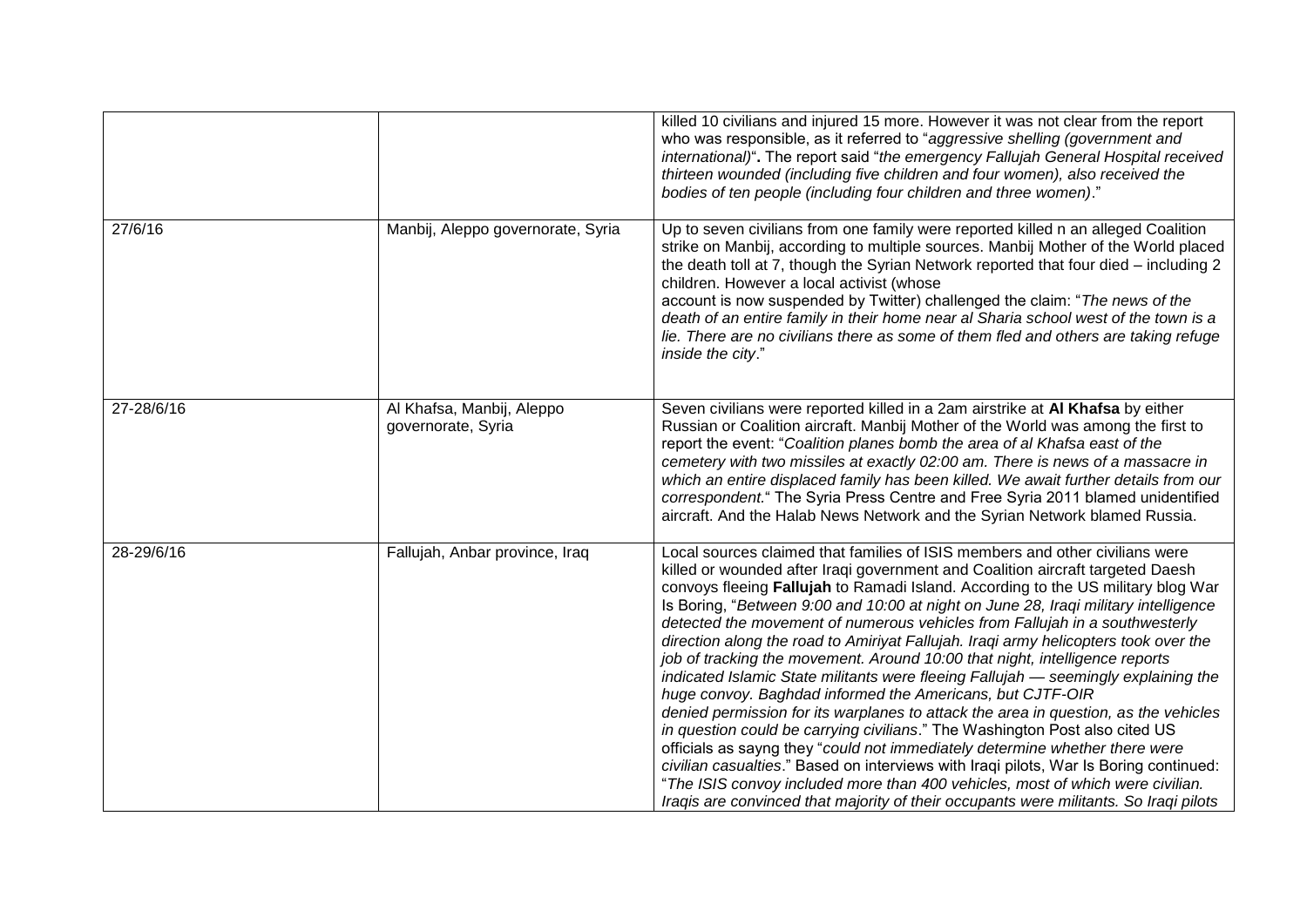| | | |
|---|---|---|
| | | killed 10 civilians and injured 15 more. However it was not clear from the report who was responsible, as it referred to "*aggressive shelling (government and international)*"**.** The report said "*the emergency Fallujah General Hospital received thirteen wounded (including five children and four women), also received the bodies of ten people (including four children and three women)*." |
| 27/6/16 | Manbij, Aleppo governorate, Syria | Up to seven civilians from one family were reported killed n an alleged Coalition strike on Manbij, according to multiple sources. Manbij Mother of the World placed the death toll at 7, though the Syrian Network reported that four died – including 2 children. However a local activist (whose account is now suspended by Twitter) challenged the claim: "*The news of the death of an entire family in their home near al Sharia school west of the town is a lie. There are no civilians there as some of them fled and others are taking refuge inside the city*." |
| 27-28/6/16 | Al Khafsa, Manbij, Aleppo governorate, Syria | Seven civilians were reported killed in a 2am airstrike at **Al Khafsa** by either Russian or Coalition aircraft. Manbij Mother of the World was among the first to report the event: "*Coalition planes bomb the area of al Khafsa east of the cemetery with two missiles at exactly 02:00 am. There is news of a massacre in which an entire displaced family has been killed. We await further details from our correspondent.*" The Syria Press Centre and Free Syria 2011 blamed unidentified aircraft. And the Halab News Network and the Syrian Network blamed Russia. |
| 28-29/6/16 | Fallujah, Anbar province, Iraq | Local sources claimed that families of ISIS members and other civilians were killed or wounded after Iraqi government and Coalition aircraft targeted Daesh convoys fleeing **Fallujah** to Ramadi Island. According to the US military blog War Is Boring, "*Between 9:00 and 10:00 at night on June 28, Iraqi military intelligence detected the movement of numerous vehicles from Fallujah in a southwesterly direction along the road to Amiriyat Fallujah. Iraqi army helicopters took over the job of tracking the movement. Around 10:00 that night, intelligence reports indicated Islamic State militants were fleeing Fallujah — seemingly explaining the huge convoy. Baghdad informed the Americans, but CJTF-OIR denied permission for its warplanes to attack the area in question, as the vehicles in question could be carrying civilians*." The Washington Post also cited US officials as sayng they "*could not immediately determine whether there were civilian casualties*." Based on interviews with Iraqi pilots, War Is Boring continued: "*The ISIS convoy included more than 400 vehicles, most of which were civilian. Iraqis are convinced that majority of their occupants were militants. So Iraqi pilots* |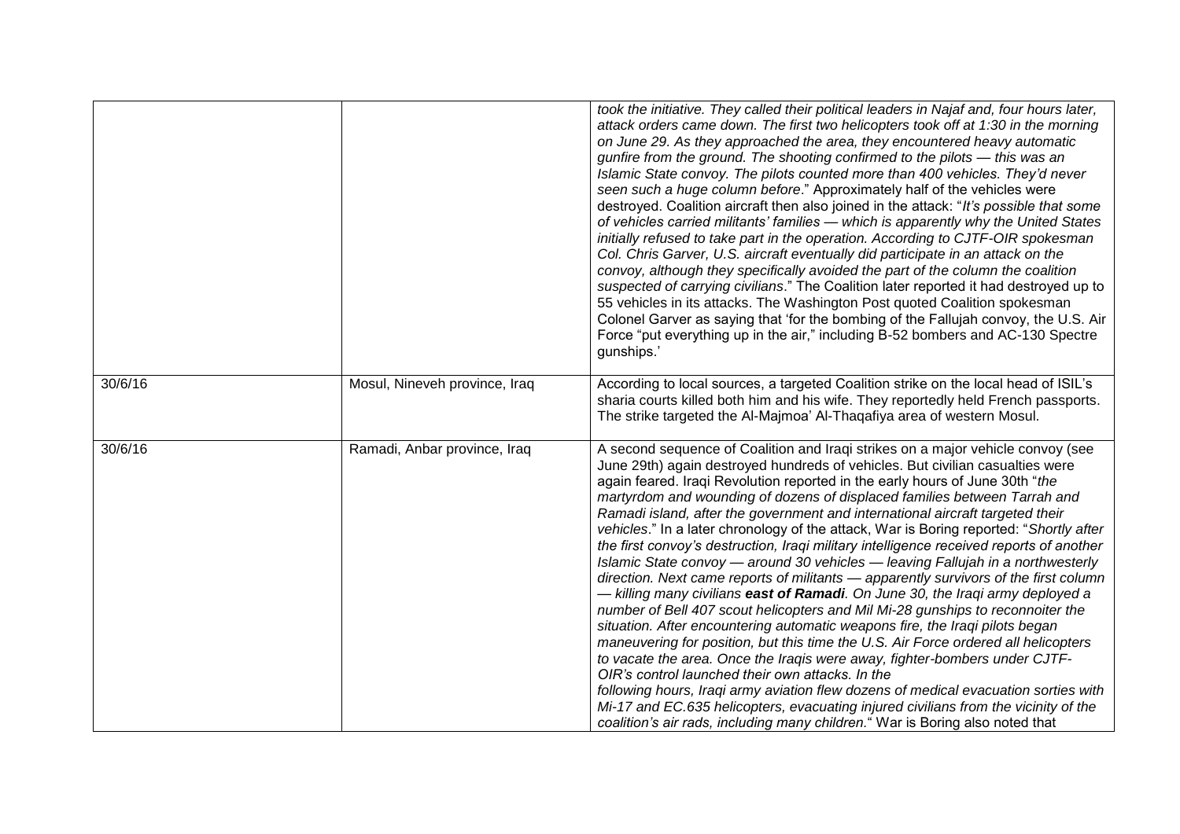|  |  |  |
|---|---|---|
|  |  | *took the initiative. They called their political leaders in Najaf and, four hours later, attack orders came down. The first two helicopters took off at 1:30 in the morning on June 29. As they approached the area, they encountered heavy automatic gunfire from the ground. The shooting confirmed to the pilots — this was an Islamic State convoy. The pilots counted more than 400 vehicles. They'd never seen such a huge column before*." Approximately half of the vehicles were destroyed. Coalition aircraft then also joined in the attack: "*It's possible that some of vehicles carried militants' families — which is apparently why the United States initially refused to take part in the operation. According to CJTF-OIR spokesman Col. Chris Garver, U.S. aircraft eventually did participate in an attack on the convoy, although they specifically avoided the part of the column the coalition suspected of carrying civilians*." The Coalition later reported it had destroyed up to 55 vehicles in its attacks. The Washington Post quoted Coalition spokesman Colonel Garver as saying that 'for the bombing of the Fallujah convoy, the U.S. Air Force "put everything up in the air," including B-52 bombers and AC-130 Spectre gunships.' |
| 30/6/16 | Mosul, Nineveh province, Iraq | According to local sources, a targeted Coalition strike on the local head of ISIL's sharia courts killed both him and his wife. They reportedly held French passports. The strike targeted the Al-Majmoa' Al-Thaqafiya area of western Mosul. |
| 30/6/16 | Ramadi, Anbar province, Iraq | A second sequence of Coalition and Iraqi strikes on a major vehicle convoy (see June 29th) again destroyed hundreds of vehicles. But civilian casualties were again feared. Iraqi Revolution reported in the early hours of June 30th "*the martyrdom and wounding of dozens of displaced families between Tarrah and Ramadi island, after the government and international aircraft targeted their vehicles*." In a later chronology of the attack, War is Boring reported: "*Shortly after the first convoy's destruction, Iraqi military intelligence received reports of another Islamic State convoy — around 30 vehicles — leaving Fallujah in a northwesterly direction. Next came reports of militants — apparently survivors of the first column — killing many civilians* ***east of Ramadi****. On June 30, the Iraqi army deployed a number of Bell 407 scout helicopters and Mil Mi-28 gunships to reconnoiter the situation. After encountering automatic weapons fire, the Iraqi pilots began maneuvering for position, but this time the U.S. Air Force ordered all helicopters to vacate the area. Once the Iraqis were away, fighter-bombers under CJTF-OIR's control launched their own attacks. In the following hours, Iraqi army aviation flew dozens of medical evacuation sorties with Mi-17 and EC.635 helicopters, evacuating injured civilians from the vicinity of the coalition's air rads, including many children*." War is Boring also noted that |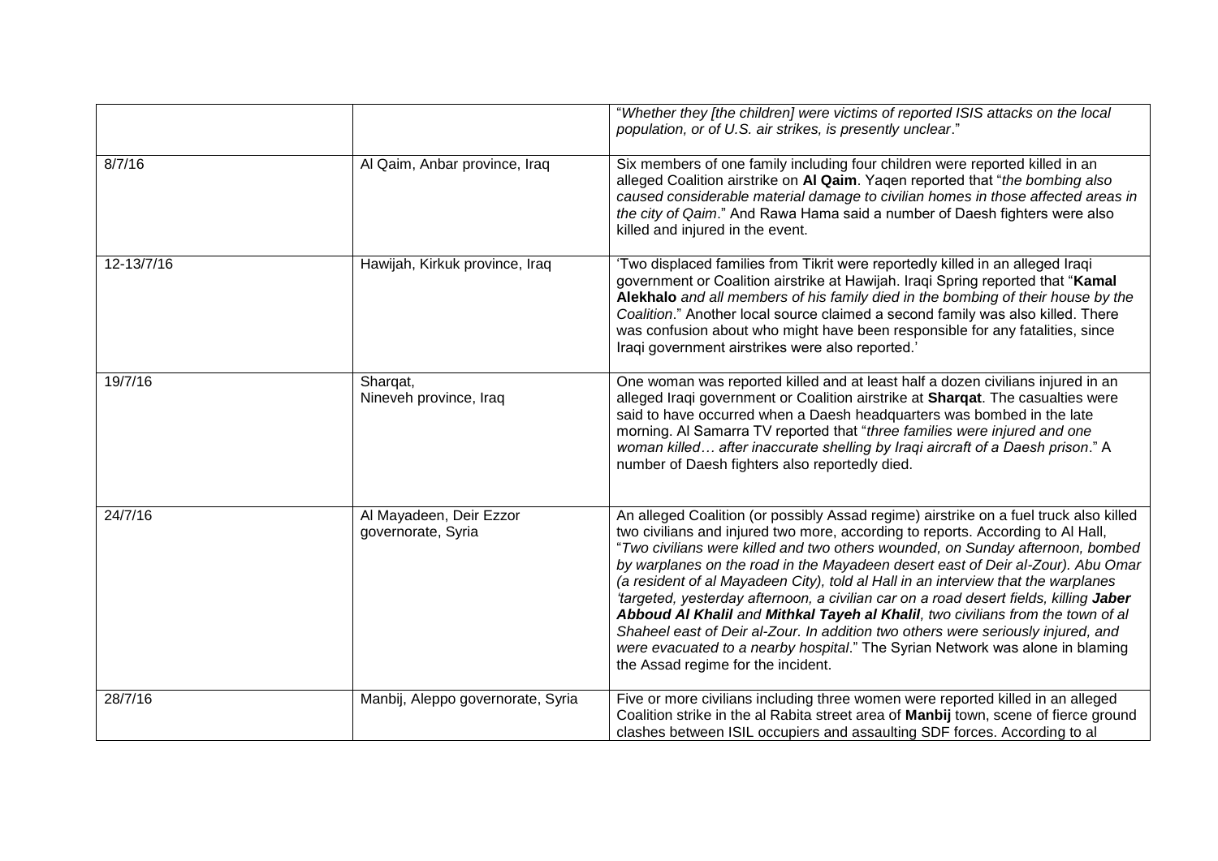| | | |
|---|---|---|
| | | "*Whether they [the children] were victims of reported ISIS attacks on the local population, or of U.S. air strikes, is presently unclear*." |
| 8/7/16 | Al Qaim, Anbar province, Iraq | Six members of one family including four children were reported killed in an alleged Coalition airstrike on **Al Qaim**. Yaqen reported that "*the bombing also caused considerable material damage to civilian homes in those affected areas in the city of Qaim*." And Rawa Hama said a number of Daesh fighters were also killed and injured in the event. |
| 12-13/7/16 | Hawijah, Kirkuk province, Iraq | 'Two displaced families from Tikrit were reportedly killed in an alleged Iraqi government or Coalition airstrike at Hawijah. Iraqi Spring reported that "**Kamal Alekhalo** *and all members of his family died in the bombing of their house by the Coalition*." Another local source claimed a second family was also killed. There was confusion about who might have been responsible for any fatalities, since Iraqi government airstrikes were also reported.' |
| 19/7/16 | Sharqat, Nineveh province, Iraq | One woman was reported killed and at least half a dozen civilians injured in an alleged Iraqi government or Coalition airstrike at **Sharqat**. The casualties were said to have occurred when a Daesh headquarters was bombed in the late morning. Al Samarra TV reported that "*three families were injured and one woman killed… after inaccurate shelling by Iraqi aircraft of a Daesh prison*." A number of Daesh fighters also reportedly died. |
| 24/7/16 | Al Mayadeen, Deir Ezzor governorate, Syria | An alleged Coalition (or possibly Assad regime) airstrike on a fuel truck also killed two civilians and injured two more, according to reports. According to Al Hall, "*Two civilians were killed and two others wounded, on Sunday afternoon, bombed by warplanes on the road in the Mayadeen desert east of Deir al-Zour). Abu Omar (a resident of al Mayadeen City), told al Hall in an interview that the warplanes 'targeted, yesterday afternoon, a civilian car on a road desert fields, killing* ***Jaber Abboud Al Khalil*** *and* ***Mithkal Tayeh al Khalil****, two civilians from the town of al Shaheel east of Deir al-Zour. In addition two others were seriously injured, and were evacuated to a nearby hospital*." The Syrian Network was alone in blaming the Assad regime for the incident. |
| 28/7/16 | Manbij, Aleppo governorate, Syria | Five or more civilians including three women were reported killed in an alleged Coalition strike in the al Rabita street area of **Manbij** town, scene of fierce ground clashes between ISIL occupiers and assaulting SDF forces. According to al |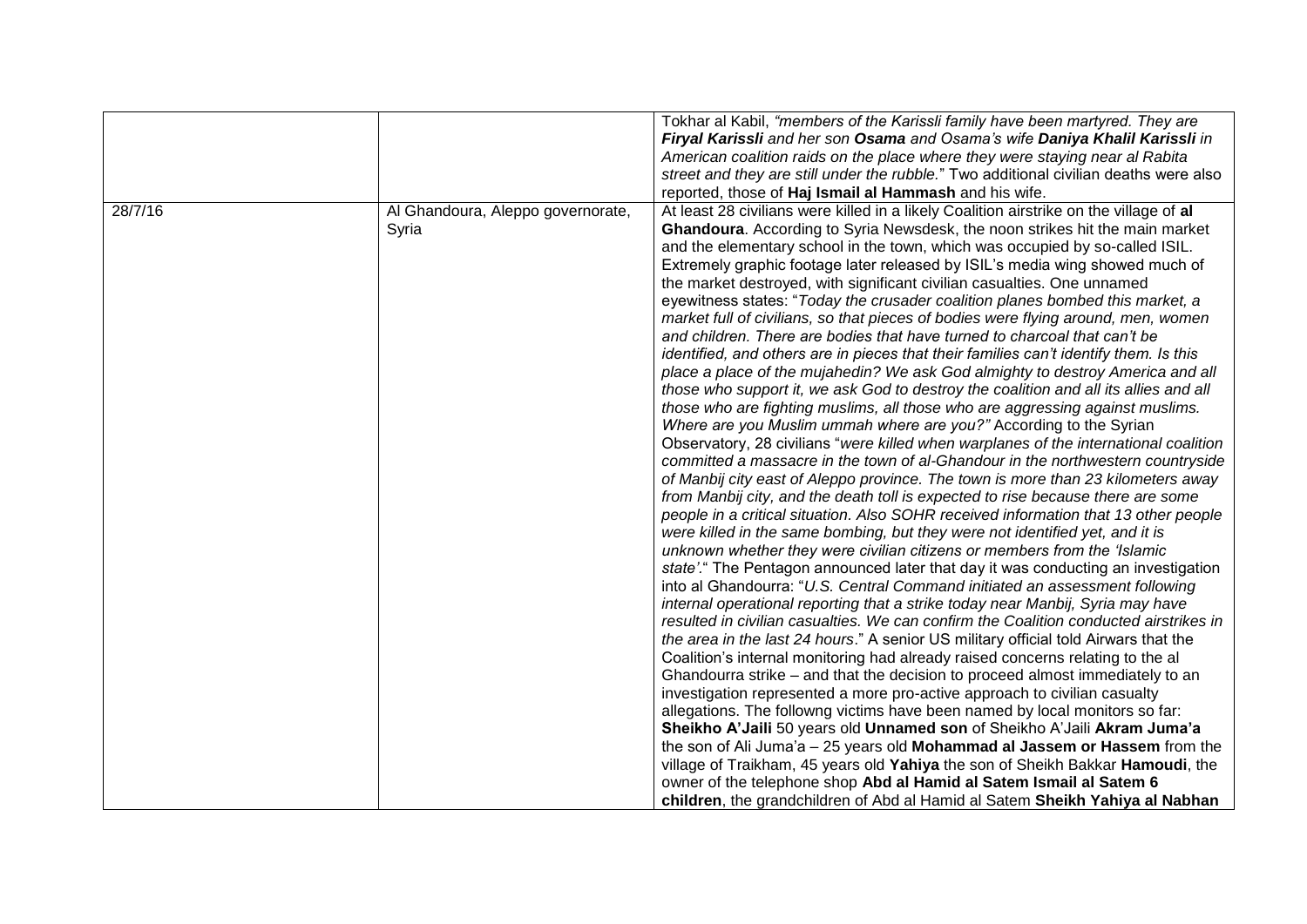| | | |
|---|---|---|
| | | Tokhar al Kabil, *"members of the Karissli family have been martyred. They are **Firyal Karissli** and her son **Osama** and Osama's wife **Daniya Khalil Karissli** in American coalition raids on the place where they were staying near al Rabita street and they are still under the rubble.*" Two additional civilian deaths were also reported, those of **Haj Ismail al Hammash** and his wife. |
| 28/7/16 | Al Ghandoura, Aleppo governorate, Syria | At least 28 civilians were killed in a likely Coalition airstrike on the village of **al Ghandoura**. According to Syria Newsdesk, the noon strikes hit the main market and the elementary school in the town, which was occupied by so-called ISIL. Extremely graphic footage later released by ISIL's media wing showed much of the market destroyed, with significant civilian casualties. One unnamed eyewitness states: "*Today the crusader coalition planes bombed this market, a market full of civilians, so that pieces of bodies were flying around, men, women and children. There are bodies that have turned to charcoal that can't be identified, and others are in pieces that their families can't identify them. Is this place a place of the mujahedin? We ask God almighty to destroy America and all those who support it, we ask God to destroy the coalition and all its allies and all those who are fighting muslims, all those who are aggressing against muslims. Where are you Muslim ummah where are you?"* According to the Syrian Observatory, 28 civilians "*were killed when warplanes of the international coalition committed a massacre in the town of al-Ghandour in the northwestern countryside of Manbij city east of Aleppo province. The town is more than 23 kilometers away from Manbij city, and the death toll is expected to rise because there are some people in a critical situation. Also SOHR received information that 13 other people were killed in the same bombing, but they were not identified yet, and it is unknown whether they were civilian citizens or members from the 'Islamic state'.*" The Pentagon announced later that day it was conducting an investigation into al Ghandourra: "*U.S. Central Command initiated an assessment following internal operational reporting that a strike today near Manbij, Syria may have resulted in civilian casualties. We can confirm the Coalition conducted airstrikes in the area in the last 24 hours*." A senior US military official told Airwars that the Coalition's internal monitoring had already raised concerns relating to the al Ghandourra strike – and that the decision to proceed almost immediately to an investigation represented a more pro-active approach to civilian casualty allegations. The followng victims have been named by local monitors so far: **Sheikho A'Jaili** 50 years old **Unnamed son** of Sheikho A'Jaili **Akram Juma'a** the son of Ali Juma'a – 25 years old **Mohammad al Jassem or Hassem** from the village of Traikham, 45 years old **Yahiya** the son of Sheikh Bakkar **Hamoudi**, the owner of the telephone shop **Abd al Hamid al Satem Ismail al Satem 6 children**, the grandchildren of Abd al Hamid al Satem **Sheikh Yahiya al Nabhan** |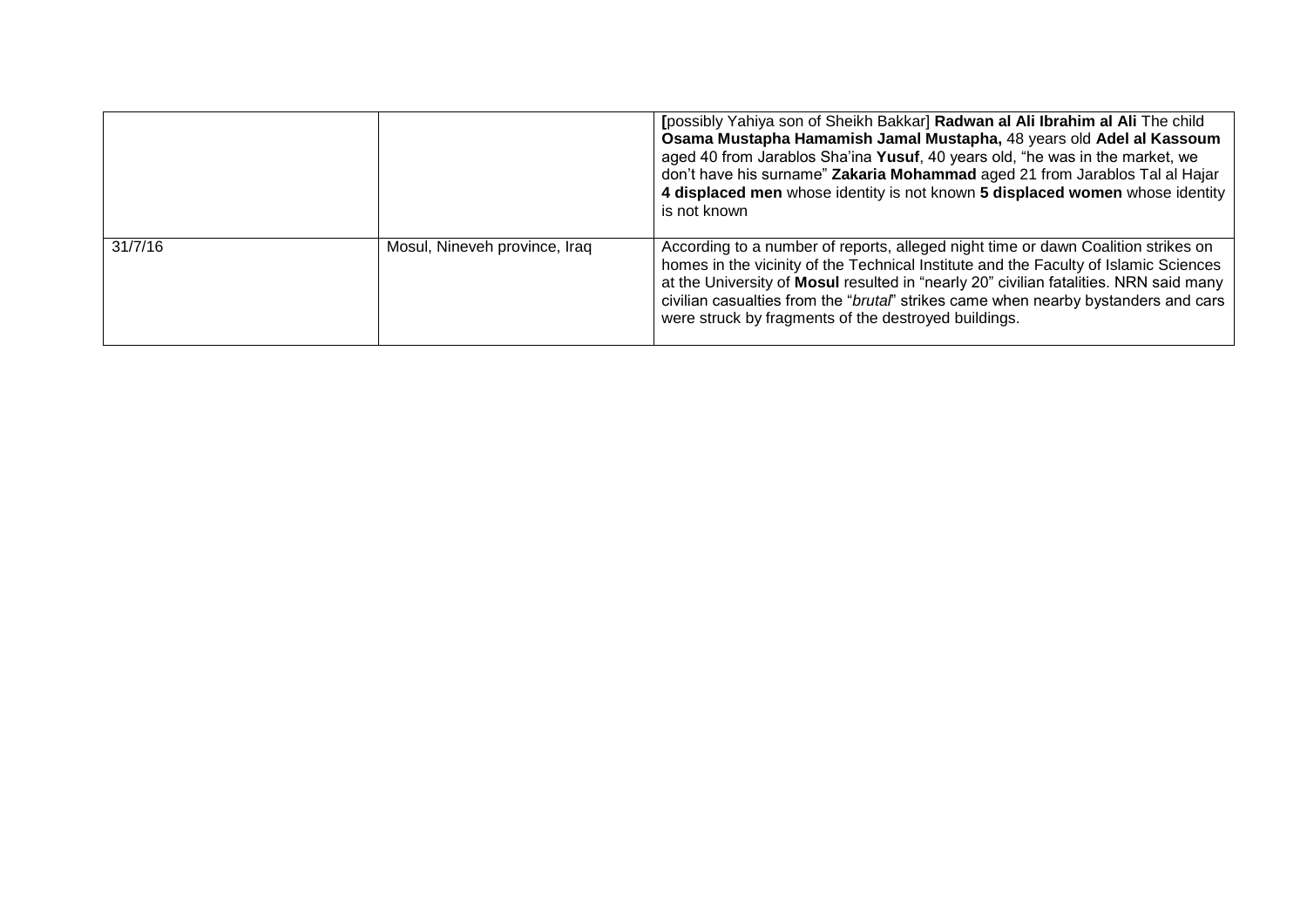| | | |
|---|---|---|
| | | **[**possibly Yahiya son of Sheikh Bakkar] **Radwan al Ali Ibrahim al Ali** The child **Osama Mustapha Hamamish Jamal Mustapha,** 48 years old **Adel al Kassoum** aged 40 from Jarablos Sha'ina **Yusuf**, 40 years old, "he was in the market, we don't have his surname" **Zakaria Mohammad** aged 21 from Jarablos Tal al Hajar **4 displaced men** whose identity is not known **5 displaced women** whose identity is not known |
| 31/7/16 | Mosul, Nineveh province, Iraq | According to a number of reports, alleged night time or dawn Coalition strikes on homes in the vicinity of the Technical Institute and the Faculty of Islamic Sciences at the University of **Mosul** resulted in "nearly 20" civilian fatalities. NRN said many civilian casualties from the "*brutal*" strikes came when nearby bystanders and cars were struck by fragments of the destroyed buildings. |